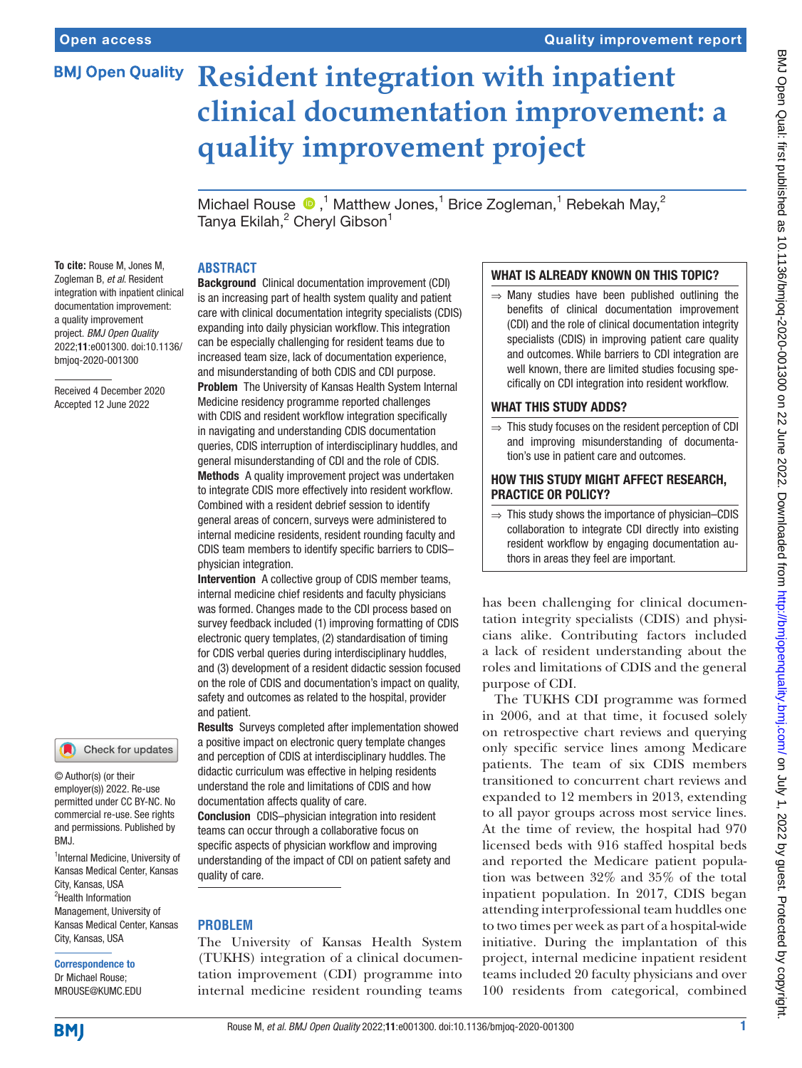Open access

Quality improvement report

# Resident integration with inpatient clinical documentation improvement: a quality improvement project

Michael Rouse ,[1] Matthew Jones,[1] Brice Zogleman,[1] Rebekah May,[2] Tanya Ekilah,[2] Cheryl Gibson[1]

**To cite:** Rouse M, Jones M, Zogleman B, *et al*. Resident integration with inpatient clinical documentation improvement: a quality improvement project. *BMJ Open Quality* 2022;**11**:e001300. doi:10.1136/bmjoq-2020-001300

Received 4 December 2020
Accepted 12 June 2022

© Author(s) (or their employer(s)) 2022. Re-use permitted under CC BY-NC. No commercial re-use. See rights and permissions. Published by BMJ.

[1]Internal Medicine, University of Kansas Medical Center, Kansas City, Kansas, USA
[2]Health Information Management, University of Kansas Medical Center, Kansas City, Kansas, USA

**Correspondence to**
Dr Michael Rouse;
MROUSE@KUMC.EDU

## ABSTRACT

**Background** Clinical documentation improvement (CDI) is an increasing part of health system quality and patient care with clinical documentation integrity specialists (CDIS) expanding into daily physician workflow. This integration can be especially challenging for resident teams due to increased team size, lack of documentation experience, and misunderstanding of both CDIS and CDI purpose.

**Problem** The University of Kansas Health System Internal Medicine residency programme reported challenges with CDIS and resident workflow integration specifically in navigating and understanding CDIS documentation queries, CDIS interruption of interdisciplinary huddles, and general misunderstanding of CDI and the role of CDIS.

**Methods** A quality improvement project was undertaken to integrate CDIS more effectively into resident workflow. Combined with a resident debrief session to identify general areas of concern, surveys were administered to internal medicine residents, resident rounding faculty and CDIS team members to identify specific barriers to CDIS–physician integration.

**Intervention** A collective group of CDIS member teams, internal medicine chief residents and faculty physicians was formed. Changes made to the CDI process based on survey feedback included (1) improving formatting of CDIS electronic query templates, (2) standardisation of timing for CDIS verbal queries during interdisciplinary huddles, and (3) development of a resident didactic session focused on the role of CDIS and documentation's impact on quality, safety and outcomes as related to the hospital, provider and patient.

**Results** Surveys completed after implementation showed a positive impact on electronic query template changes and perception of CDIS at interdisciplinary huddles. The didactic curriculum was effective in helping residents understand the role and limitations of CDIS and how documentation affects quality of care.

**Conclusion** CDIS–physician integration into resident teams can occur through a collaborative focus on specific aspects of physician workflow and improving understanding of the impact of CDI on patient safety and quality of care.

### WHAT IS ALREADY KNOWN ON THIS TOPIC?

⇒ Many studies have been published outlining the benefits of clinical documentation improvement (CDI) and the role of clinical documentation integrity specialists (CDIS) in improving patient care quality and outcomes. While barriers to CDI integration are well known, there are limited studies focusing specifically on CDI integration into resident workflow.

### WHAT THIS STUDY ADDS?

⇒ This study focuses on the resident perception of CDI and improving misunderstanding of documentation's use in patient care and outcomes.

### HOW THIS STUDY MIGHT AFFECT RESEARCH, PRACTICE OR POLICY?

⇒ This study shows the importance of physician–CDIS collaboration to integrate CDI directly into existing resident workflow by engaging documentation authors in areas they feel are important.

## PROBLEM

The University of Kansas Health System (TUKHS) integration of a clinical documentation improvement (CDI) programme into internal medicine resident rounding teams has been challenging for clinical documentation integrity specialists (CDIS) and physicians alike. Contributing factors included a lack of resident understanding about the roles and limitations of CDIS and the general purpose of CDI.

The TUKHS CDI programme was formed in 2006, and at that time, it focused solely on retrospective chart reviews and querying only specific service lines among Medicare patients. The team of six CDIS members transitioned to concurrent chart reviews and expanded to 12 members in 2013, extending to all payor groups across most service lines. At the time of review, the hospital had 970 licensed beds with 916 staffed hospital beds and reported the Medicare patient population was between 32% and 35% of the total inpatient population. In 2017, CDIS began attending interprofessional team huddles one to two times per week as part of a hospital-wide initiative. During the implantation of this project, internal medicine inpatient resident teams included 20 faculty physicians and over 100 residents from categorical, combined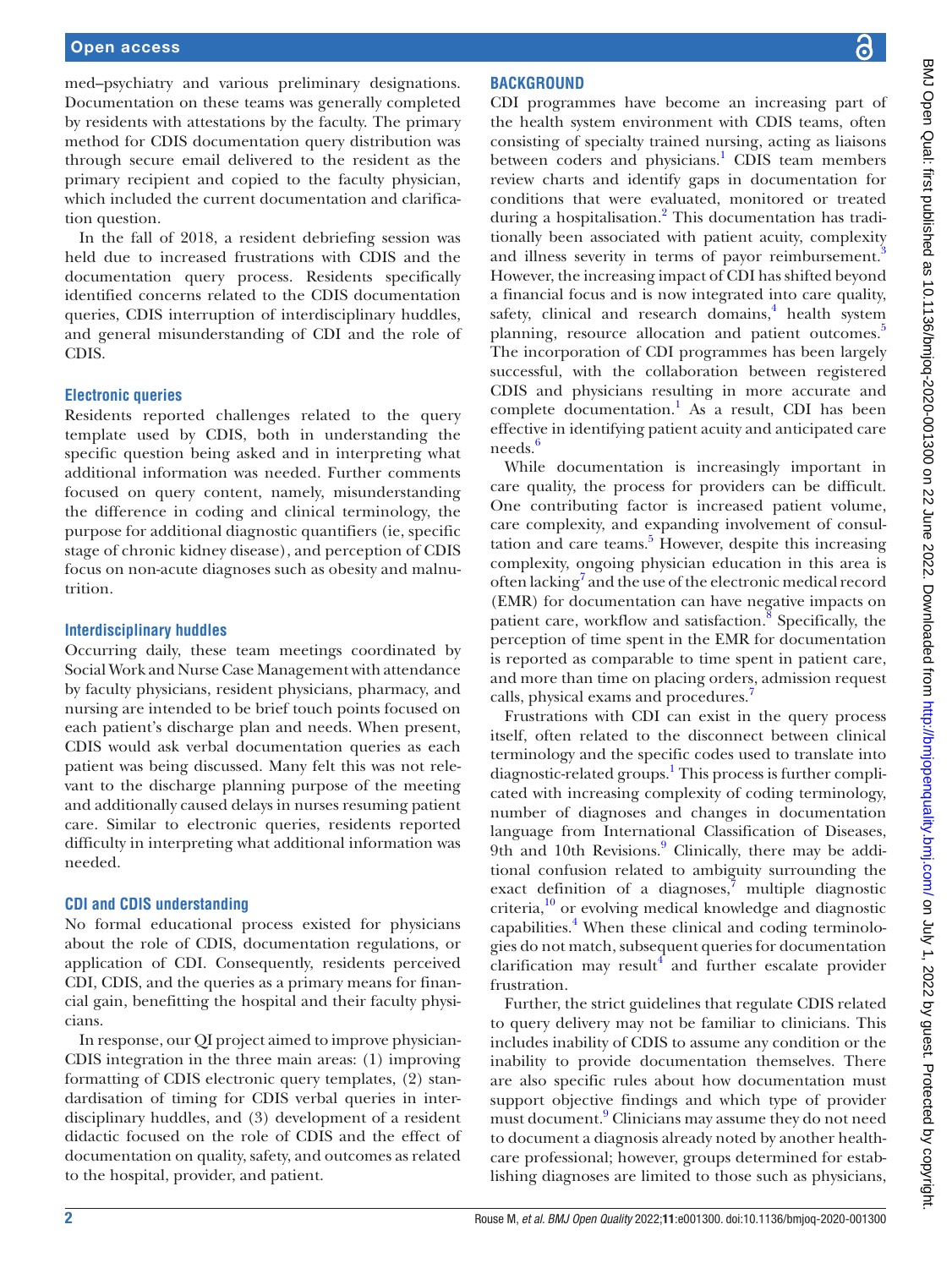med–psychiatry and various preliminary designations. Documentation on these teams was generally completed by residents with attestations by the faculty. The primary method for CDIS documentation query distribution was through secure email delivered to the resident as the primary recipient and copied to the faculty physician, which included the current documentation and clarification question.

In the fall of 2018, a resident debriefing session was held due to increased frustrations with CDIS and the documentation query process. Residents specifically identified concerns related to the CDIS documentation queries, CDIS interruption of interdisciplinary huddles, and general misunderstanding of CDI and the role of CDIS.

### Electronic queries

Residents reported challenges related to the query template used by CDIS, both in understanding the specific question being asked and in interpreting what additional information was needed. Further comments focused on query content, namely, misunderstanding the difference in coding and clinical terminology, the purpose for additional diagnostic quantifiers (ie, specific stage of chronic kidney disease), and perception of CDIS focus on non-acute diagnoses such as obesity and malnutrition.

### Interdisciplinary huddles

Occurring daily, these team meetings coordinated by Social Work and Nurse Case Management with attendance by faculty physicians, resident physicians, pharmacy, and nursing are intended to be brief touch points focused on each patient's discharge plan and needs. When present, CDIS would ask verbal documentation queries as each patient was being discussed. Many felt this was not relevant to the discharge planning purpose of the meeting and additionally caused delays in nurses resuming patient care. Similar to electronic queries, residents reported difficulty in interpreting what additional information was needed.

### CDI and CDIS understanding

No formal educational process existed for physicians about the role of CDIS, documentation regulations, or application of CDI. Consequently, residents perceived CDI, CDIS, and the queries as a primary means for financial gain, benefitting the hospital and their faculty physicians.

In response, our QI project aimed to improve physician-CDIS integration in the three main areas: (1) improving formatting of CDIS electronic query templates, (2) standardisation of timing for CDIS verbal queries in interdisciplinary huddles, and (3) development of a resident didactic focused on the role of CDIS and the effect of documentation on quality, safety, and outcomes as related to the hospital, provider, and patient.

## BACKGROUND

CDI programmes have become an increasing part of the health system environment with CDIS teams, often consisting of specialty trained nursing, acting as liaisons between coders and physicians.[1] CDIS team members review charts and identify gaps in documentation for conditions that were evaluated, monitored or treated during a hospitalisation.[2] This documentation has traditionally been associated with patient acuity, complexity and illness severity in terms of payor reimbursement.[3] However, the increasing impact of CDI has shifted beyond a financial focus and is now integrated into care quality, safety, clinical and research domains,[4] health system planning, resource allocation and patient outcomes.[5] The incorporation of CDI programmes has been largely successful, with the collaboration between registered CDIS and physicians resulting in more accurate and complete documentation.[1] As a result, CDI has been effective in identifying patient acuity and anticipated care needs.[6]

While documentation is increasingly important in care quality, the process for providers can be difficult. One contributing factor is increased patient volume, care complexity, and expanding involvement of consultation and care teams.[5] However, despite this increasing complexity, ongoing physician education in this area is often lacking[7] and the use of the electronic medical record (EMR) for documentation can have negative impacts on patient care, workflow and satisfaction.[8] Specifically, the perception of time spent in the EMR for documentation is reported as comparable to time spent in patient care, and more than time on placing orders, admission request calls, physical exams and procedures.[7]

Frustrations with CDI can exist in the query process itself, often related to the disconnect between clinical terminology and the specific codes used to translate into diagnostic-related groups.[1] This process is further complicated with increasing complexity of coding terminology, number of diagnoses and changes in documentation language from International Classification of Diseases, 9th and 10th Revisions.[9] Clinically, there may be additional confusion related to ambiguity surrounding the exact definition of a diagnoses,[7] multiple diagnostic criteria,[10] or evolving medical knowledge and diagnostic capabilities.[4] When these clinical and coding terminologies do not match, subsequent queries for documentation clarification may result[4] and further escalate provider frustration.

Further, the strict guidelines that regulate CDIS related to query delivery may not be familiar to clinicians. This includes inability of CDIS to assume any condition or the inability to provide documentation themselves. There are also specific rules about how documentation must support objective findings and which type of provider must document.[9] Clinicians may assume they do not need to document a diagnosis already noted by another healthcare professional; however, groups determined for establishing diagnoses are limited to those such as physicians,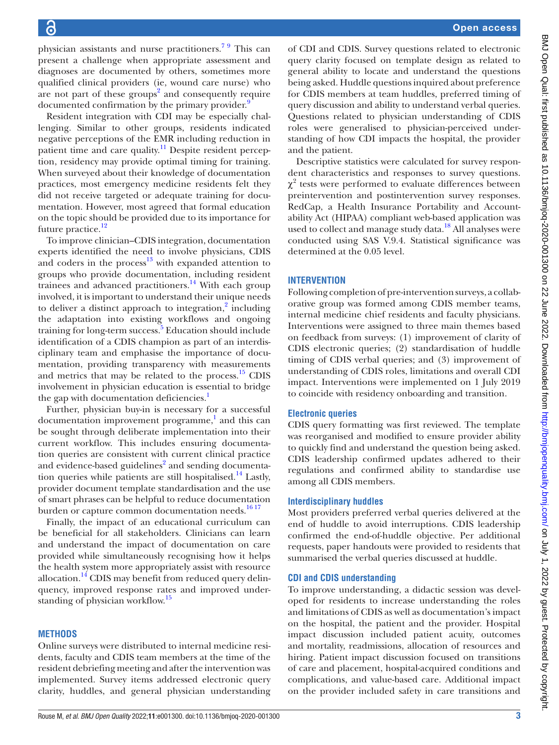physician assistants and nurse practitioners.[7,9] This can present a challenge when appropriate assessment and diagnoses are documented by others, sometimes more qualified clinical providers (ie, wound care nurse) who are not part of these groups[2] and consequently require documented confirmation by the primary provider.[9]

Resident integration with CDI may be especially challenging. Similar to other groups, residents indicated negative perceptions of the EMR including reduction in patient time and care quality.[11] Despite resident perception, residency may provide optimal timing for training. When surveyed about their knowledge of documentation practices, most emergency medicine residents felt they did not receive targeted or adequate training for documentation. However, most agreed that formal education on the topic should be provided due to its importance for future practice.[12]

To improve clinician–CDIS integration, documentation experts identified the need to involve physicians, CDIS and coders in the process[13] with expanded attention to groups who provide documentation, including resident trainees and advanced practitioners.[14] With each group involved, it is important to understand their unique needs to deliver a distinct approach to integration,[2] including the adaptation into existing workflows and ongoing training for long-term success.[5] Education should include identification of a CDIS champion as part of an interdisciplinary team and emphasise the importance of documentation, providing transparency with measurements and metrics that may be related to the process.[15] CDIS involvement in physician education is essential to bridge the gap with documentation deficiencies.[1]

Further, physician buy-in is necessary for a successful documentation improvement programme,[1] and this can be sought through deliberate implementation into their current workflow. This includes ensuring documentation queries are consistent with current clinical practice and evidence-based guidelines[2] and sending documentation queries while patients are still hospitalised.[14] Lastly, provider document template standardisation and the use of smart phrases can be helpful to reduce documentation burden or capture common documentation needs.[16,17]

Finally, the impact of an educational curriculum can be beneficial for all stakeholders. Clinicians can learn and understand the impact of documentation on care provided while simultaneously recognising how it helps the health system more appropriately assist with resource allocation.[14] CDIS may benefit from reduced query delinquency, improved response rates and improved understanding of physician workflow.[15]

## METHODS

Online surveys were distributed to internal medicine residents, faculty and CDIS team members at the time of the resident debriefing meeting and after the intervention was implemented. Survey items addressed electronic query clarity, huddles, and general physician understanding of CDI and CDIS. Survey questions related to electronic query clarity focused on template design as related to general ability to locate and understand the questions being asked. Huddle questions inquired about preference for CDIS members at team huddles, preferred timing of query discussion and ability to understand verbal queries. Questions related to physician understanding of CDIS roles were generalised to physician-perceived understanding of how CDI impacts the hospital, the provider and the patient.

Descriptive statistics were calculated for survey respondent characteristics and responses to survey questions. $\chi^2$ tests were performed to evaluate differences between preintervention and postintervention survey responses. RedCap, a Health Insurance Portability and Accountability Act (HIPAA) compliant web-based application was used to collect and manage study data.[18] All analyses were conducted using SAS V.9.4. Statistical significance was determined at the 0.05 level.

## INTERVENTION

Following completion of pre-intervention surveys, a collaborative group was formed among CDIS member teams, internal medicine chief residents and faculty physicians. Interventions were assigned to three main themes based on feedback from surveys: (1) improvement of clarity of CDIS electronic queries; (2) standardisation of huddle timing of CDIS verbal queries; and (3) improvement of understanding of CDIS roles, limitations and overall CDI impact. Interventions were implemented on 1 July 2019 to coincide with residency onboarding and transition.

### Electronic queries

CDIS query formatting was first reviewed. The template was reorganised and modified to ensure provider ability to quickly find and understand the question being asked. CDIS leadership confirmed updates adhered to their regulations and confirmed ability to standardise use among all CDIS members.

### Interdisciplinary huddles

Most providers preferred verbal queries delivered at the end of huddle to avoid interruptions. CDIS leadership confirmed the end-of-huddle objective. Per additional requests, paper handouts were provided to residents that summarised the verbal queries discussed at huddle.

### CDI and CDIS understanding

To improve understanding, a didactic session was developed for residents to increase understanding the roles and limitations of CDIS as well as documentation's impact on the hospital, the patient and the provider. Hospital impact discussion included patient acuity, outcomes and mortality, readmissions, allocation of resources and hiring. Patient impact discussion focused on transitions of care and placement, hospital-acquired conditions and complications, and value-based care. Additional impact on the provider included safety in care transitions and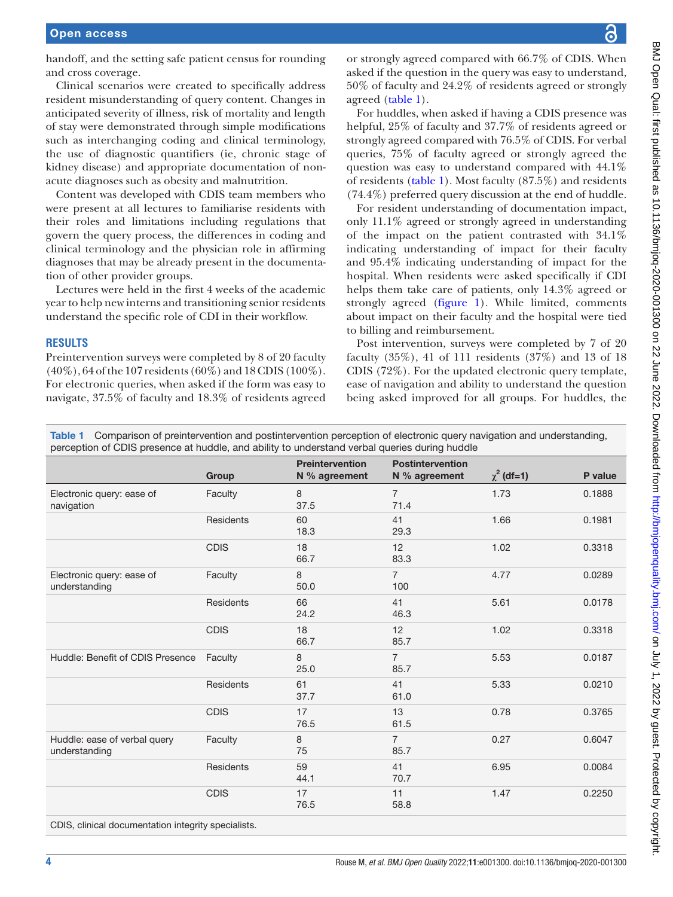handoff, and the setting safe patient census for rounding and cross coverage.

Clinical scenarios were created to specifically address resident misunderstanding of query content. Changes in anticipated severity of illness, risk of mortality and length of stay were demonstrated through simple modifications such as interchanging coding and clinical terminology, the use of diagnostic quantifiers (ie, chronic stage of kidney disease) and appropriate documentation of non-acute diagnoses such as obesity and malnutrition.

Content was developed with CDIS team members who were present at all lectures to familiarise residents with their roles and limitations including regulations that govern the query process, the differences in coding and clinical terminology and the physician role in affirming diagnoses that may be already present in the documentation of other provider groups.

Lectures were held in the first 4 weeks of the academic year to help new interns and transitioning senior residents understand the specific role of CDI in their workflow.

## RESULTS

Preintervention surveys were completed by 8 of 20 faculty (40%), 64 of the 107 residents (60%) and 18 CDIS (100%). For electronic queries, when asked if the form was easy to navigate, 37.5% of faculty and 18.3% of residents agreed or strongly agreed compared with 66.7% of CDIS. When asked if the question in the query was easy to understand, 50% of faculty and 24.2% of residents agreed or strongly agreed (table 1).

For huddles, when asked if having a CDIS presence was helpful, 25% of faculty and 37.7% of residents agreed or strongly agreed compared with 76.5% of CDIS. For verbal queries, 75% of faculty agreed or strongly agreed the question was easy to understand compared with 44.1% of residents (table 1). Most faculty (87.5%) and residents (74.4%) preferred query discussion at the end of huddle.

For resident understanding of documentation impact, only 11.1% agreed or strongly agreed in understanding of the impact on the patient contrasted with 34.1% indicating understanding of impact for their faculty and 95.4% indicating understanding of impact for the hospital. When residents were asked specifically if CDI helps them take care of patients, only 14.3% agreed or strongly agreed (figure 1). While limited, comments about impact on their faculty and the hospital were tied to billing and reimbursement.

Post intervention, surveys were completed by 7 of 20 faculty (35%), 41 of 111 residents (37%) and 13 of 18 CDIS (72%). For the updated electronic query template, ease of navigation and ability to understand the question being asked improved for all groups. For huddles, the

**Table 1** Comparison of preintervention and postintervention perception of electronic query navigation and understanding, perception of CDIS presence at huddle, and ability to understand verbal queries during huddle

| | Group | Preintervention N % agreement | Postintervention N % agreement | $\chi^2$ (df=1) | P value |
|---|---|---|---|---|---|
| Electronic query: ease of navigation | Faculty | 8<br>37.5 | 7<br>71.4 | 1.73 | 0.1888 |
| | Residents | 60<br>18.3 | 41<br>29.3 | 1.66 | 0.1981 |
| | CDIS | 18<br>66.7 | 12<br>83.3 | 1.02 | 0.3318 |
| Electronic query: ease of understanding | Faculty | 8<br>50.0 | 7<br>100 | 4.77 | 0.0289 |
| | Residents | 66<br>24.2 | 41<br>46.3 | 5.61 | 0.0178 |
| | CDIS | 18<br>66.7 | 12<br>85.7 | 1.02 | 0.3318 |
| Huddle: Benefit of CDIS Presence | Faculty | 8<br>25.0 | 7<br>85.7 | 5.53 | 0.0187 |
| | Residents | 61<br>37.7 | 41<br>61.0 | 5.33 | 0.0210 |
| | CDIS | 17<br>76.5 | 13<br>61.5 | 0.78 | 0.3765 |
| Huddle: ease of verbal query understanding | Faculty | 8<br>75 | 7<br>85.7 | 0.27 | 0.6047 |
| | Residents | 59<br>44.1 | 41<br>70.7 | 6.95 | 0.0084 |
| | CDIS | 17<br>76.5 | 11<br>58.8 | 1.47 | 0.2250 |

CDIS, clinical documentation integrity specialists.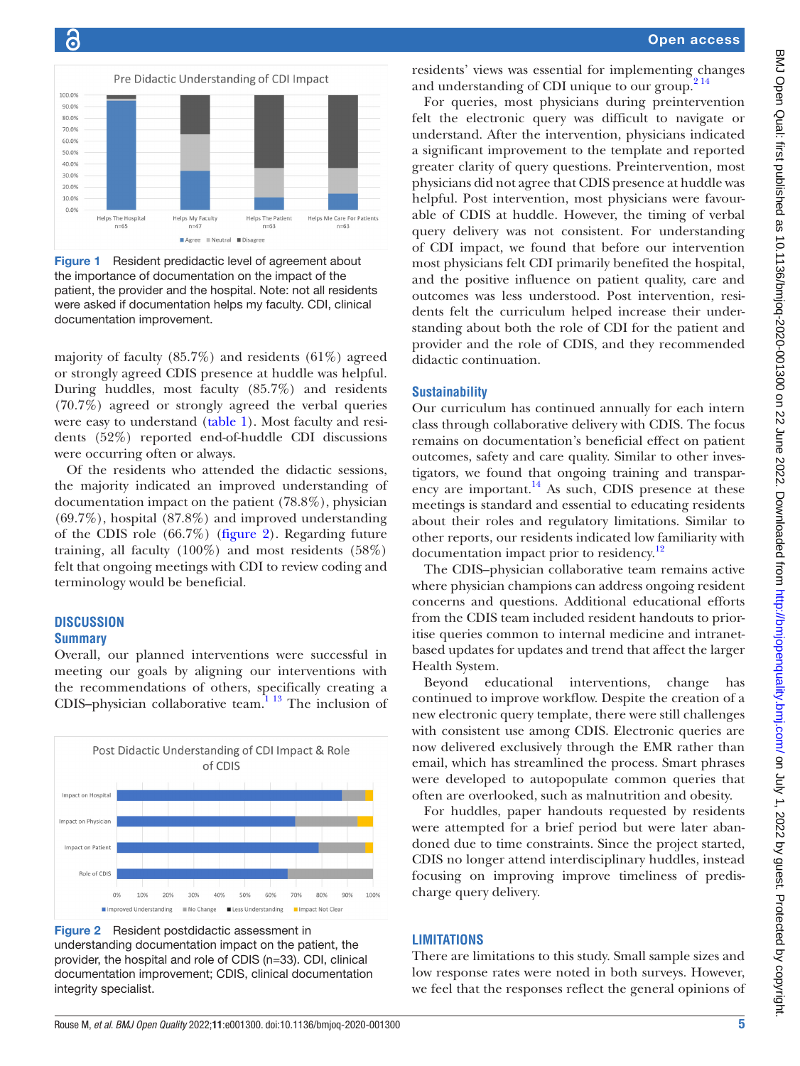Pre Didactic Understanding of CDI Impact

100.0%
90.0%
80.0%
70.0%
60.0%
50.0%
40.0%
30.0%
20.0%
10.0%
0.0%

Helps The Hospital n=65
Helps My Faculty n=47
Helps The Patient n=63
Helps Me Care For Patients n=63

Agree  Neutral  Disagree

**Figure 1** Resident predidactic level of agreement about the importance of documentation on the impact of the patient, the provider and the hospital. Note: not all residents were asked if documentation helps my faculty. CDI, clinical documentation improvement.

majority of faculty (85.7%) and residents (61%) agreed or strongly agreed CDIS presence at huddle was helpful. During huddles, most faculty (85.7%) and residents (70.7%) agreed or strongly agreed the verbal queries were easy to understand (table 1). Most faculty and residents (52%) reported end-of-huddle CDI discussions were occurring often or always.

Of the residents who attended the didactic sessions, the majority indicated an improved understanding of documentation impact on the patient (78.8%), physician (69.7%), hospital (87.8%) and improved understanding of the CDIS role (66.7%) (figure 2). Regarding future training, all faculty (100%) and most residents (58%) felt that ongoing meetings with CDI to review coding and terminology would be beneficial.

## DISCUSSION

### Summary

Overall, our planned interventions were successful in meeting our goals by aligning our interventions with the recommendations of others, specifically creating a CDIS–physician collaborative team.[1 13] The inclusion of residents' views was essential for implementing changes and understanding of CDI unique to our group.[2 14]

For queries, most physicians during preintervention felt the electronic query was difficult to navigate or understand. After the intervention, physicians indicated a significant improvement to the template and reported greater clarity of query questions. Preintervention, most physicians did not agree that CDIS presence at huddle was helpful. Post intervention, most physicians were favourable of CDIS at huddle. However, the timing of verbal query delivery was not consistent. For understanding of CDI impact, we found that before our intervention most physicians felt CDI primarily benefited the hospital, and the positive influence on patient quality, care and outcomes was less understood. Post intervention, residents felt the curriculum helped increase their understanding about both the role of CDI for the patient and provider and the role of CDIS, and they recommended didactic continuation.

Post Didactic Understanding of CDI Impact & Role of CDIS

Impact on Hospital
Impact on Physician
Impact on Patient
Role of CDIS

0% 10% 20% 30% 40% 50% 60% 70% 80% 90% 100%

Improved Understanding  No Change  Less Understanding  Impact Not Clear

**Figure 2** Resident postdidactic assessment in understanding documentation impact on the patient, the provider, the hospital and role of CDIS (n=33). CDI, clinical documentation improvement; CDIS, clinical documentation integrity specialist.

### Sustainability

Our curriculum has continued annually for each intern class through collaborative delivery with CDIS. The focus remains on documentation's beneficial effect on patient outcomes, safety and care quality. Similar to other investigators, we found that ongoing training and transparency are important.[14] As such, CDIS presence at these meetings is standard and essential to educating residents about their roles and regulatory limitations. Similar to other reports, our residents indicated low familiarity with documentation impact prior to residency.[12]

The CDIS–physician collaborative team remains active where physician champions can address ongoing resident concerns and questions. Additional educational efforts from the CDIS team included resident handouts to prioritise queries common to internal medicine and intranet-based updates for updates and trend that affect the larger Health System.

Beyond educational interventions, change has continued to improve workflow. Despite the creation of a new electronic query template, there were still challenges with consistent use among CDIS. Electronic queries are now delivered exclusively through the EMR rather than email, which has streamlined the process. Smart phrases were developed to autopopulate common queries that often are overlooked, such as malnutrition and obesity.

For huddles, paper handouts requested by residents were attempted for a brief period but were later abandoned due to time constraints. Since the project started, CDIS no longer attend interdisciplinary huddles, instead focusing on improving improve timeliness of predischarge query delivery.

## LIMITATIONS

There are limitations to this study. Small sample sizes and low response rates were noted in both surveys. However, we feel that the responses reflect the general opinions of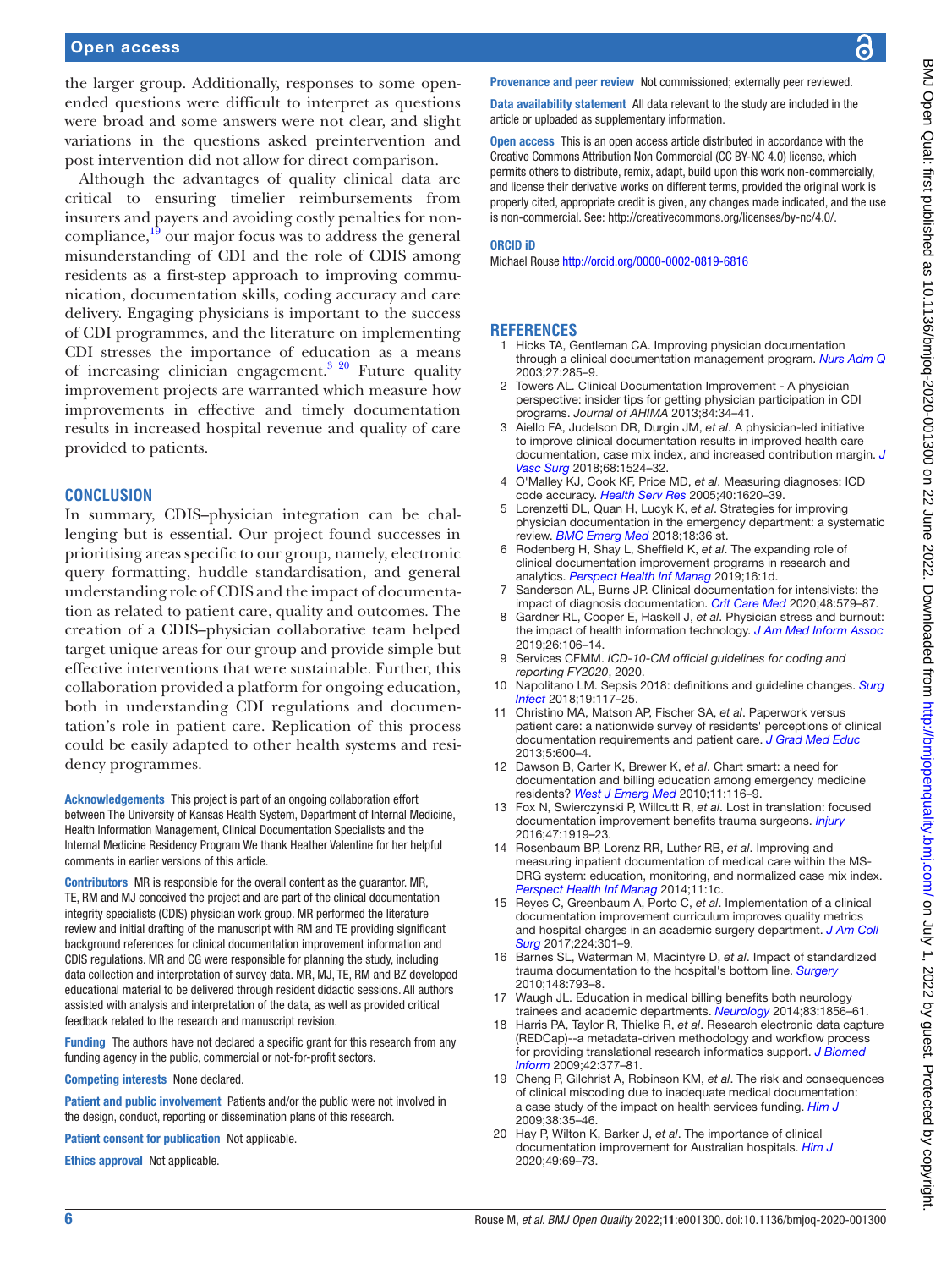the larger group. Additionally, responses to some open-ended questions were difficult to interpret as questions were broad and some answers were not clear, and slight variations in the questions asked preintervention and post intervention did not allow for direct comparison.

Although the advantages of quality clinical data are critical to ensuring timelier reimbursements from insurers and payers and avoiding costly penalties for non-compliance,[19] our major focus was to address the general misunderstanding of CDI and the role of CDIS among residents as a first-step approach to improving communication, documentation skills, coding accuracy and care delivery. Engaging physicians is important to the success of CDI programmes, and the literature on implementing CDI stresses the importance of education as a means of increasing clinician engagement.[3 20] Future quality improvement projects are warranted which measure how improvements in effective and timely documentation results in increased hospital revenue and quality of care provided to patients.

## CONCLUSION

In summary, CDIS–physician integration can be challenging but is essential. Our project found successes in prioritising areas specific to our group, namely, electronic query formatting, huddle standardisation, and general understanding role of CDIS and the impact of documentation as related to patient care, quality and outcomes. The creation of a CDIS–physician collaborative team helped target unique areas for our group and provide simple but effective interventions that were sustainable. Further, this collaboration provided a platform for ongoing education, both in understanding CDI regulations and documentation's role in patient care. Replication of this process could be easily adapted to other health systems and residency programmes.

**Acknowledgements** This project is part of an ongoing collaboration effort between The University of Kansas Health System, Department of Internal Medicine, Health Information Management, Clinical Documentation Specialists and the Internal Medicine Residency Program We thank Heather Valentine for her helpful comments in earlier versions of this article.

**Contributors** MR is responsible for the overall content as the guarantor. MR, TE, RM and MJ conceived the project and are part of the clinical documentation integrity specialists (CDIS) physician work group. MR performed the literature review and initial drafting of the manuscript with RM and TE providing significant background references for clinical documentation improvement information and CDIS regulations. MR and CG were responsible for planning the study, including data collection and interpretation of survey data. MR, MJ, TE, RM and BZ developed educational material to be delivered through resident didactic sessions. All authors assisted with analysis and interpretation of the data, as well as provided critical feedback related to the research and manuscript revision.

**Funding** The authors have not declared a specific grant for this research from any funding agency in the public, commercial or not-for-profit sectors.

**Competing interests** None declared.

**Patient and public involvement** Patients and/or the public were not involved in the design, conduct, reporting or dissemination plans of this research.

**Patient consent for publication** Not applicable.

**Ethics approval** Not applicable.

**Provenance and peer review** Not commissioned; externally peer reviewed.

**Data availability statement** All data relevant to the study are included in the article or uploaded as supplementary information.

**Open access** This is an open access article distributed in accordance with the Creative Commons Attribution Non Commercial (CC BY-NC 4.0) license, which permits others to distribute, remix, adapt, build upon this work non-commercially, and license their derivative works on different terms, provided the original work is properly cited, appropriate credit is given, any changes made indicated, and the use is non-commercial. See: http://creativecommons.org/licenses/by-nc/4.0/.

**ORCID iD**

Michael Rouse http://orcid.org/0000-0002-0819-6816

## REFERENCES

1. Hicks TA, Gentleman CA. Improving physician documentation through a clinical documentation management program. *Nurs Adm Q* 2003;27:285–9.
2. Towers AL. Clinical Documentation Improvement - A physician perspective: insider tips for getting physician participation in CDI programs. *Journal of AHIMA* 2013;84:34–41.
3. Aiello FA, Judelson DR, Durgin JM, *et al*. A physician-led initiative to improve clinical documentation results in improved health care documentation, case mix index, and increased contribution margin. *J Vasc Surg* 2018;68:1524–32.
4. O'Malley KJ, Cook KF, Price MD, *et al*. Measuring diagnoses: ICD code accuracy. *Health Serv Res* 2005;40:1620–39.
5. Lorenzetti DL, Quan H, Lucyk K, *et al*. Strategies for improving physician documentation in the emergency department: a systematic review. *BMC Emerg Med* 2018;18:36 st.
6. Rodenberg H, Shay L, Sheffield K, *et al*. The expanding role of clinical documentation improvement programs in research and analytics. *Perspect Health Inf Manag* 2019;16:1d.
7. Sanderson AL, Burns JP. Clinical documentation for intensivists: the impact of diagnosis documentation. *Crit Care Med* 2020;48:579–87.
8. Gardner RL, Cooper E, Haskell J, *et al*. Physician stress and burnout: the impact of health information technology. *J Am Med Inform Assoc* 2019;26:106–14.
9. Services CFMM. *ICD-10-CM official guidelines for coding and reporting FY2020*, 2020.
10. Napolitano LM. Sepsis 2018: definitions and guideline changes. *Surg Infect* 2018;19:117–25.
11. Christino MA, Matson AP, Fischer SA, *et al*. Paperwork versus patient care: a nationwide survey of residents' perceptions of clinical documentation requirements and patient care. *J Grad Med Educ* 2013;5:600–4.
12. Dawson B, Carter K, Brewer K, *et al*. Chart smart: a need for documentation and billing education among emergency medicine residents? *West J Emerg Med* 2010;11:116–9.
13. Fox N, Swierczynski P, Willcutt R, *et al*. Lost in translation: focused documentation improvement benefits trauma surgeons. *Injury* 2016;47:1919–23.
14. Rosenbaum BP, Lorenz RR, Luther RB, *et al*. Improving and measuring inpatient documentation of medical care within the MS-DRG system: education, monitoring, and normalized case mix index. *Perspect Health Inf Manag* 2014;11:1c.
15. Reyes C, Greenbaum A, Porto C, *et al*. Implementation of a clinical documentation improvement curriculum improves quality metrics and hospital charges in an academic surgery department. *J Am Coll Surg* 2017;224:301–9.
16. Barnes SL, Waterman M, Macintyre D, *et al*. Impact of standardized trauma documentation to the hospital's bottom line. *Surgery* 2010;148:793–8.
17. Waugh JL. Education in medical billing benefits both neurology trainees and academic departments. *Neurology* 2014;83:1856–61.
18. Harris PA, Taylor R, Thielke R, *et al*. Research electronic data capture (REDCap)--a metadata-driven methodology and workflow process for providing translational research informatics support. *J Biomed Inform* 2009;42:377–81.
19. Cheng P, Gilchrist A, Robinson KM, *et al*. The risk and consequences of clinical miscoding due to inadequate medical documentation: a case study of the impact on health services funding. *Him J* 2009;38:35–46.
20. Hay P, Wilton K, Barker J, *et al*. The importance of clinical documentation improvement for Australian hospitals. *Him J* 2020;49:69–73.